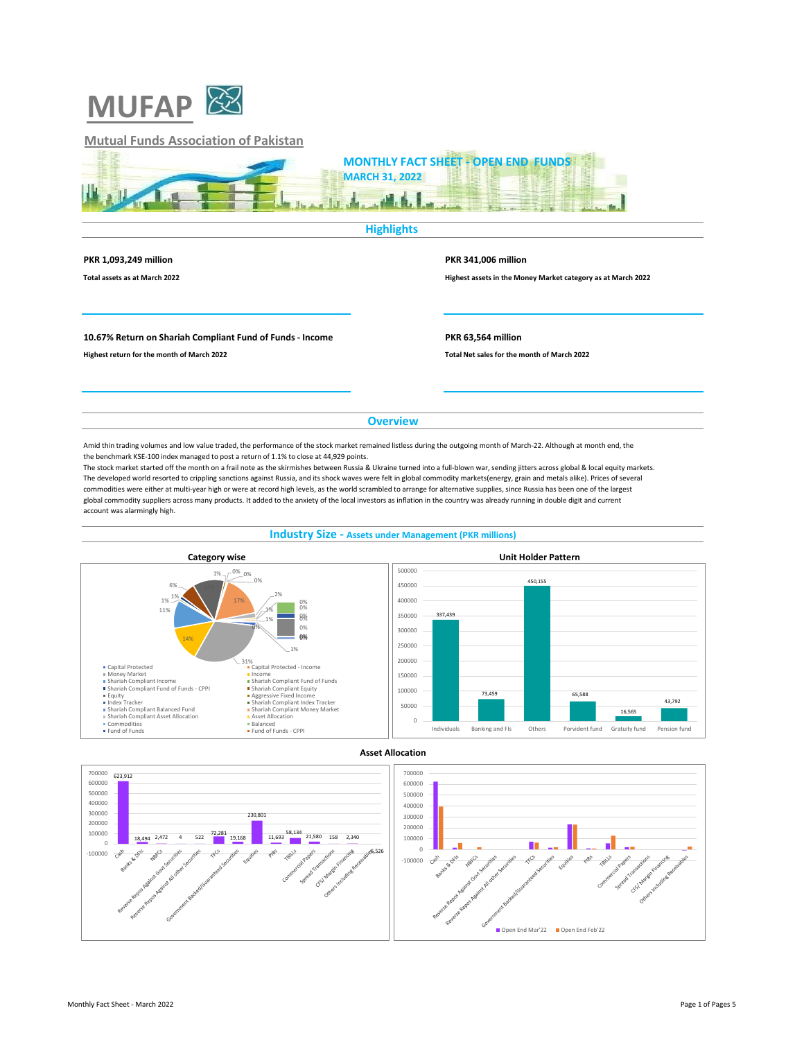# MUFAP

## Mutual Funds Association of Pakistan

## MONTHLY FACT SHEET - OPEN END FUNDS
### MARCH 31, 2022

## Highlights

**PKR 1,093,249 million**

**Total assets as at March 2022**

**PKR 341,006 million**

**Highest assets in the Money Market category as at March 2022**

**10.67% Return on Shariah Compliant Fund of Funds - Income**

**Highest return for the month of March 2022**

**PKR 63,564 million**

**Total Net sales for the month of March 2022**

## Overview

Amid thin trading volumes and low value traded, the performance of the stock market remained listless during the outgoing month of March-22. Although at month end, the the benchmark KSE-100 index managed to post a return of 1.1% to close at 44,929 points.

The stock market started off the month on a frail note as the skirmishes between Russia & Ukraine turned into a full-blown war, sending jitters across global & local equity markets. The developed world resorted to crippling sanctions against Russia, and its shock waves were felt in global commodity markets(energy, grain and metals alike). Prices of several commodities were either at multi-year high or were at record high levels, as the world scrambled to arrange for alternative supplies, since Russia has been one of the largest global commodity suppliers across many products. It added to the anxiety of the local investors as inflation in the country was already running in double digit and current account was alarmingly high.

## Industry Size - Assets under Management (PKR millions)

### Category wise

Legend: Capital Protected; Capital Protected - Income; Money Market; Income; Shariah Compliant Income; Shariah Compliant Fund of Funds; Shariah Compliant Fund of Funds - CPPI; Shariah Compliant Equity; Equity; Aggressive Fixed Income; Index Tracker; Shariah Compliant Index Tracker; Shariah Compliant Balanced Fund; Shariah Compliant Money Market; Shariah Compliant Asset Allocation; Asset Allocation; Commodities; Balanced; Fund of Funds; Fund of Funds - CPPI

Slice labels: 31%, 17%, 14%, 11%, 6%, 2%, 1%, 1%, 1%, 1%, 1%, 1%, 0%, 0%, 0%, 0%, 0%, 0%, 0%, 0%

### Unit Holder Pattern

| Unit Holder | PKR millions |
|---|---|
| Individuals | 337,439 |
| Banking and FIs | 73,459 |
| Others | 450,155 |
| Porvident fund | 65,588 |
| Gratuity fund | 16,565 |
| Pension fund | 43,792 |

### Asset Allocation

| Asset | Open End Mar'22 |
|---|---|
| Cash | 623,912 |
| Banks & DFIs | 18,494 |
| NBFCs | 2,472 |
| Reverse Repos Against Govt Securities | 4 |
| Reverse Repos Against All other Securities | 522 |
| TFCs | 72,281 |
| Government Backed/Guaranteed Securities | 19,168 |
| Equities | 230,801 |
| PIBs | 11,693 |
| TBILLs | 58,134 |
| Commercial Papers | 21,580 |
| Spread Transactions | 158 |
| CFS/ Margin Financing | 2,340 |
| Others Including Receivables | -6,526 |

Comparison chart legend: Open End Mar'22; Open End Feb'22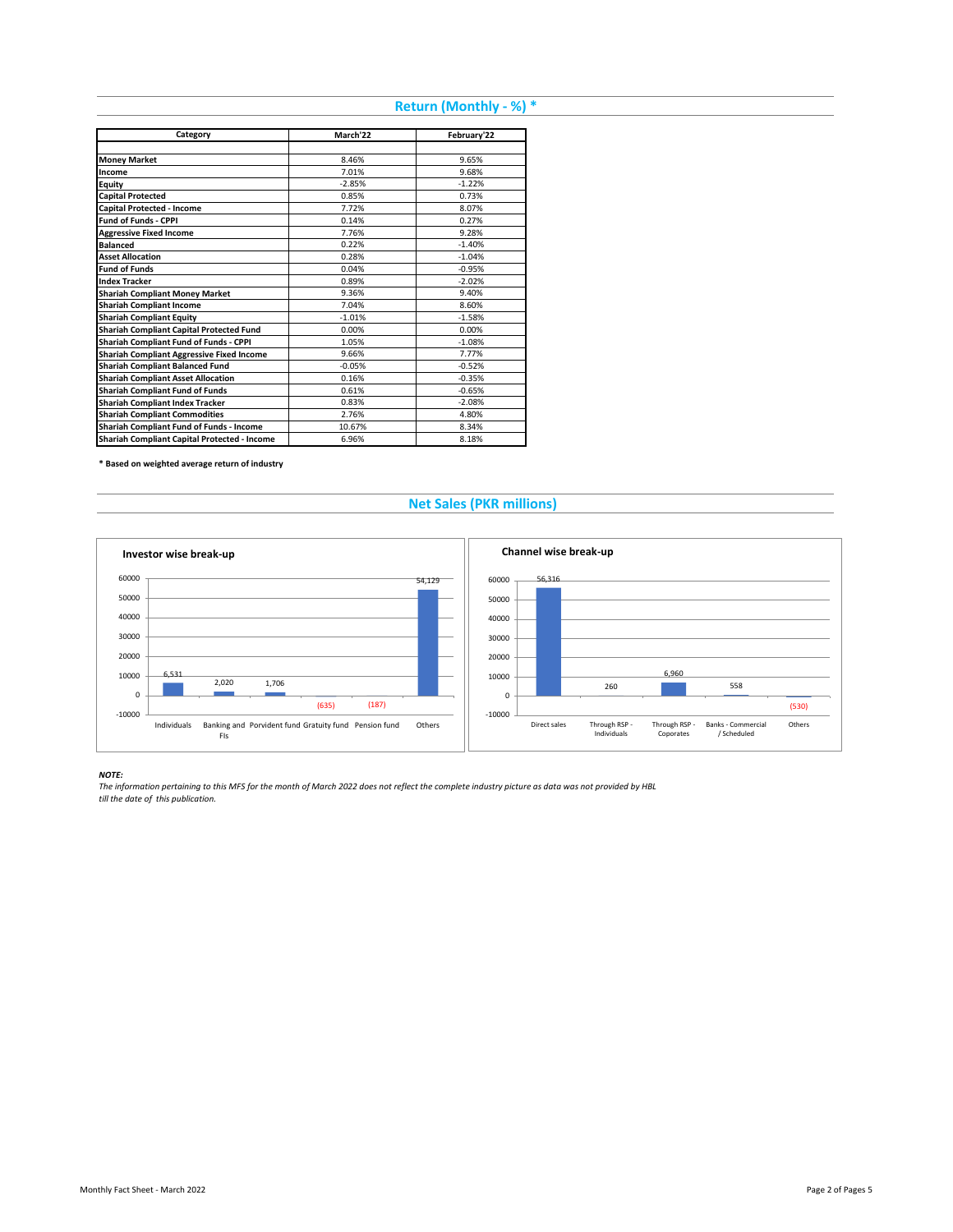## Return (Monthly - %) *

| Category | March'22 | February'22 |
|---|---|---|
| **Money Market** | 8.46% | 9.65% |
| **Income** | 7.01% | 9.68% |
| **Equity** | -2.85% | -1.22% |
| **Capital Protected** | 0.85% | 0.73% |
| **Capital Protected - Income** | 7.72% | 8.07% |
| **Fund of Funds - CPPI** | 0.14% | 0.27% |
| **Aggressive Fixed Income** | 7.76% | 9.28% |
| **Balanced** | 0.22% | -1.40% |
| **Asset Allocation** | 0.28% | -1.04% |
| **Fund of Funds** | 0.04% | -0.95% |
| **Index Tracker** | 0.89% | -2.02% |
| **Shariah Compliant Money Market** | 9.36% | 9.40% |
| **Shariah Compliant Income** | 7.04% | 8.60% |
| **Shariah Compliant Equity** | -1.01% | -1.58% |
| **Shariah Compliant Capital Protected Fund** | 0.00% | 0.00% |
| **Shariah Compliant Fund of Funds - CPPI** | 1.05% | -1.08% |
| **Shariah Compliant Aggressive Fixed Income** | 9.66% | 7.77% |
| **Shariah Compliant Balanced Fund** | -0.05% | -0.52% |
| **Shariah Compliant Asset Allocation** | 0.16% | -0.35% |
| **Shariah Compliant Fund of Funds** | 0.61% | -0.65% |
| **Shariah Compliant Index Tracker** | 0.83% | -2.08% |
| **Shariah Compliant Commodities** | 2.76% | 4.80% |
| **Shariah Compliant Fund of Funds - Income** | 10.67% | 8.34% |
| **Shariah Compliant Capital Protected - Income** | 6.96% | 8.18% |

**\* Based on weighted average return of industry**

## Net Sales (PKR millions)

**Investor wise break-up**

| Investor | Net Sales |
|---|---|
| Individuals | 6,531 |
| Banking and FIs | 2,020 |
| Porvident fund | 1,706 |
| Gratuity fund | (635) |
| Pension fund | (187) |
| Others | 54,129 |

**Channel wise break-up**

| Channel | Net Sales |
|---|---|
| Direct sales | 56,316 |
| Through RSP - Individuals | 260 |
| Through RSP - Coporates | 6,960 |
| Banks - Commercial / Scheduled | 558 |
| Others | (530) |

***NOTE:***

*The information pertaining to this MFS for the month of March 2022 does not reflect the complete industry picture as data was not provided by HBL till the date of this publication.*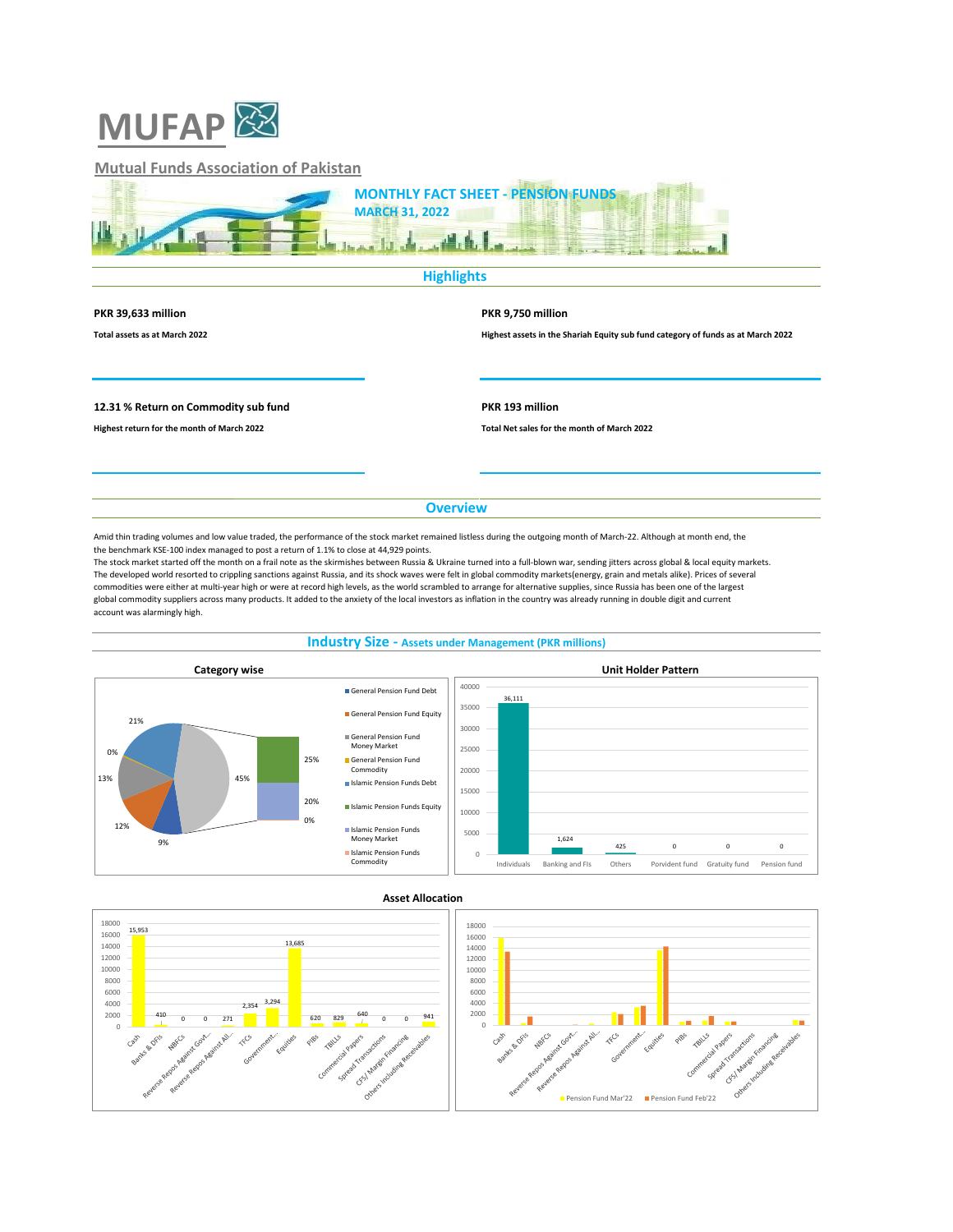# MUFAP

## Mutual Funds Association of Pakistan

### MONTHLY FACT SHEET - PENSION FUNDS
### MARCH 31, 2022

## Highlights

**PKR 39,633 million**

**Total assets as at March 2022**

**PKR 9,750 million**

**Highest assets in the Shariah Equity sub fund category of funds as at March 2022**

**12.31 % Return on Commodity sub fund**

**Highest return for the month of March 2022**

**PKR 193 million**

**Total Net sales for the month of March 2022**

## Overview

Amid thin trading volumes and low value traded, the performance of the stock market remained listless during the outgoing month of March-22. Although at month end, the the benchmark KSE-100 index managed to post a return of 1.1% to close at 44,929 points.

The stock market started off the month on a frail note as the skirmishes between Russia & Ukraine turned into a full-blown war, sending jitters across global & local equity markets. The developed world resorted to crippling sanctions against Russia, and its shock waves were felt in global commodity markets(energy, grain and metals alike). Prices of several commodities were either at multi-year high or were at record high levels, as the world scrambled to arrange for alternative supplies, since Russia has been one of the largest global commodity suppliers across many products. It added to the anxiety of the local investors as inflation in the country was already running in double digit and current account was alarmingly high.

## Industry Size - Assets under Management (PKR millions)

### Category wise

| Category | Share |
|---|---|
| General Pension Fund Debt | 9% |
| General Pension Fund Equity | 12% |
| General Pension Fund Money Market | 13% |
| General Pension Fund Commodity | 0% |
| Islamic Pension Funds Debt | 21% |
| Islamic Pension Funds Equity | 25% |
| Islamic Pension Funds Money Market | 20% |
| Islamic Pension Funds Commodity | 0% |

(Islamic Pension Funds total: 45%)

### Unit Holder Pattern

| Unit Holder | PKR millions |
|---|---|
| Individuals | 36,111 |
| Banking and FIs | 1,624 |
| Others | 425 |
| Porvident fund | 0 |
| Gratuity fund | 0 |
| Pension fund | 0 |

### Asset Allocation

| Asset | Pension Fund Mar'22 |
|---|---|
| Cash | 15,953 |
| Banks & DFIs | 410 |
| NBFCs | 0 |
| Reverse Repos Against Govt... | 0 |
| Reverse Repos Against All... | 271 |
| TFCs | 2,354 |
| Government... | 3,294 |
| Equities | 13,685 |
| PIBs | 620 |
| TBILLs | 829 |
| Commercial Papers | 640 |
| Spread Transactions | 0 |
| CFS/ Margin Financing | 0 |
| Others Including Receivables | 941 |

Pension Fund Mar'22 vs Pension Fund Feb'22 (comparison chart)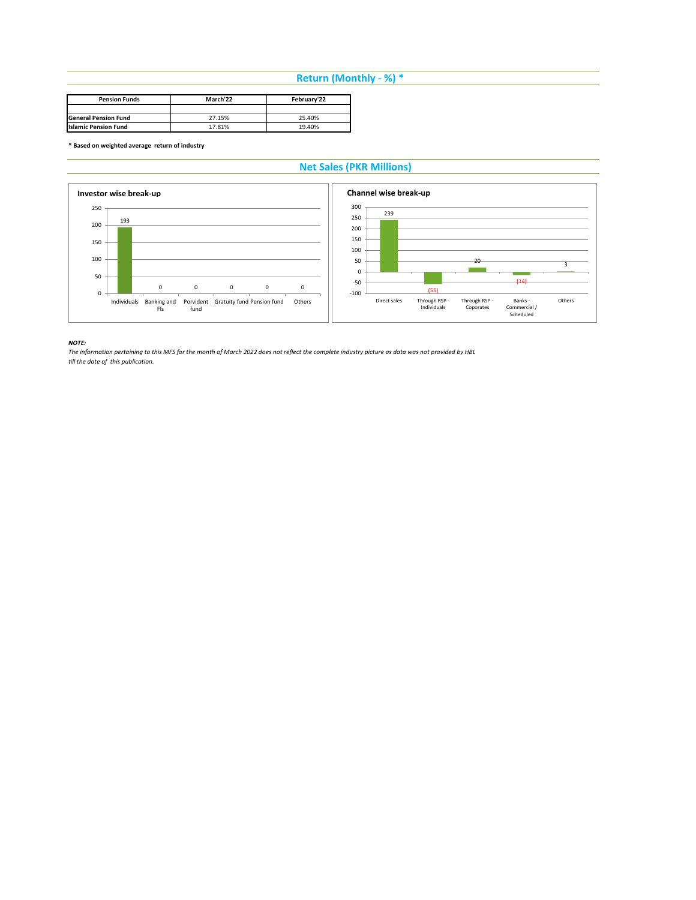## Return (Monthly - %) *

| Pension Funds | March'22 | February'22 |
|---|---|---|
| | | |
| General Pension Fund | 27.15% | 25.40% |
| Islamic Pension Fund | 17.81% | 19.40% |

**\* Based on weighted average return of industry**

## Net Sales (PKR Millions)

**Investor wise break-up**

| Individuals | Banking and FIs | Porvident fund | Gratuity fund | Pension fund | Others |
|---|---|---|---|---|---|
| 193 | 0 | 0 | 0 | 0 | 0 |

**Channel wise break-up**

| Direct sales | Through RSP - Individuals | Through RSP - Coporates | Banks - Commercial / Scheduled | Others |
|---|---|---|---|---|
| 239 | (55) | 20 | (14) | 3 |

***NOTE:***

*The information pertaining to this MFS for the month of March 2022 does not reflect the complete industry picture as data was not provided by HBL till the date of this publication.*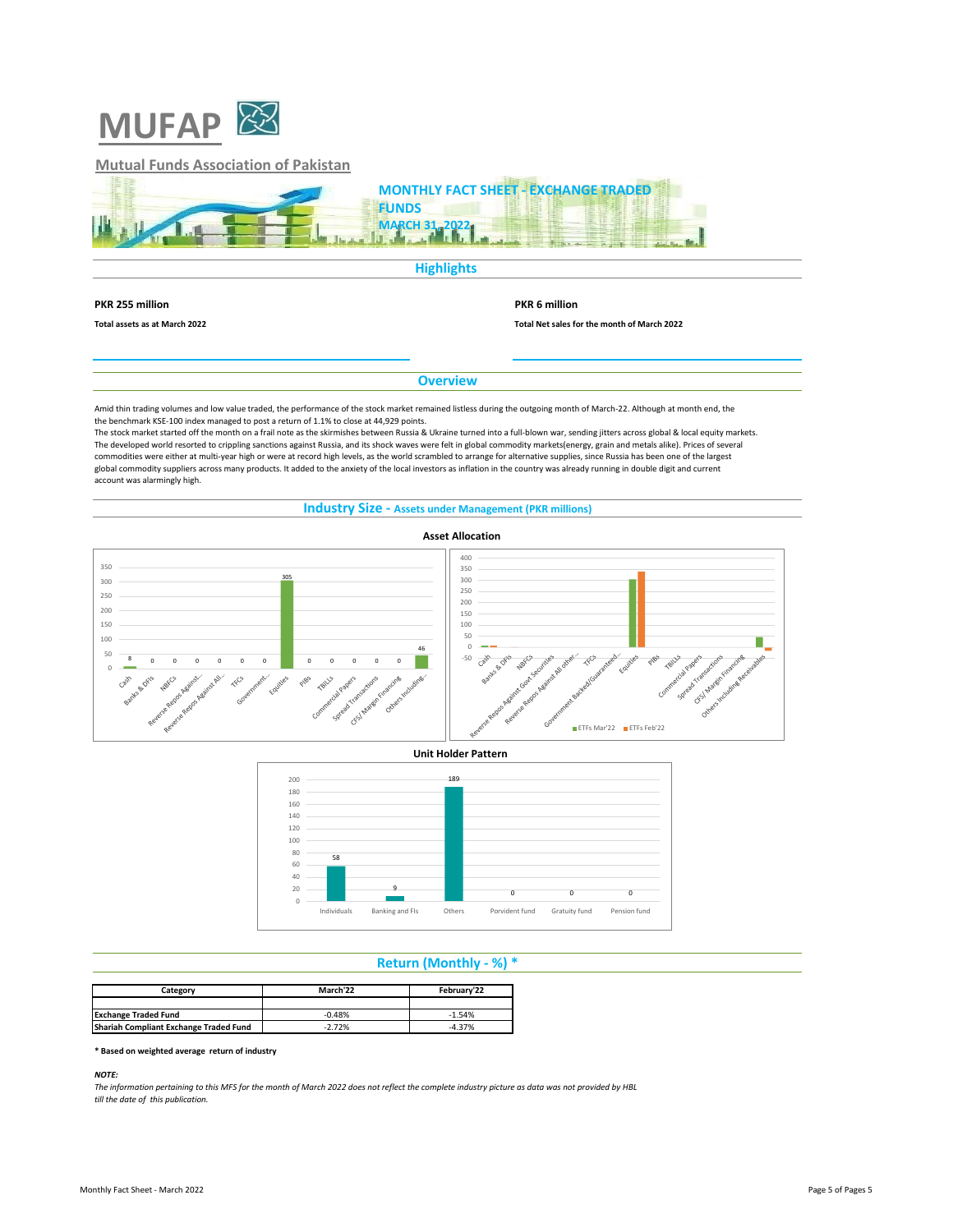# MUFAP

Mutual Funds Association of Pakistan

## MONTHLY FACT SHEET - EXCHANGE TRADED FUNDS
## MARCH 31, 2022

## Highlights

**PKR 255 million**

**Total assets as at March 2022**

**PKR 6 million**

**Total Net sales for the month of March 2022**

## Overview

Amid thin trading volumes and low value traded, the performance of the stock market remained listless during the outgoing month of March-22. Although at month end, the the benchmark KSE-100 index managed to post a return of 1.1% to close at 44,929 points.
The stock market started off the month on a frail note as the skirmishes between Russia & Ukraine turned into a full-blown war, sending jitters across global & local equity markets. The developed world resorted to crippling sanctions against Russia, and its shock waves were felt in global commodity markets(energy, grain and metals alike). Prices of several commodities were either at multi-year high or were at record high levels, as the world scrambled to arrange for alternative supplies, since Russia has been one of the largest global commodity suppliers across many products. It added to the anxiety of the local investors as inflation in the country was already running in double digit and current account was alarmingly high.

## Industry Size - Assets under Management (PKR millions)

### Asset Allocation

350
300
250
200
150
100
50
0

8 0 0 0 0 0 0 305 0 0 0 0 0 46

Cash, Banks & DFIs, NBFCs, Reverse Repos Against..., Reverse Repos Against All..., TFCs, Government..., Equities, PIBs, TBILLs, Commercial Papers, Spread Transactions, CFS/ Margin Financing, Others Including...

400
350
300
250
200
150
100
50
0
-50

Cash, Banks & DFIs, NBFCs, Reverse Repos Against Govt.Securities, Reverse Repos Against All other..., TFCs, Government Backed/Guaranteed..., Equities, PIBs, TBILLs, Commercial Papers, Spread Transactions, CFS/ Margin Financing, Others Including Receivables

ETFs Mar'22 ETFs Feb'22

### Unit Holder Pattern

200
180
160
140
120
100
80
60
40
20
0

58 9 189 0 0 0

Individuals, Banking and FIs, Others, Porvident fund, Gratuity fund, Pension fund

## Return (Monthly - %) *

| Category | March'22 | February'22 |
|---|---|---|
| | | |
| Exchange Traded Fund | -0.48% | -1.54% |
| Shariah Compliant Exchange Traded Fund | -2.72% | -4.37% |

**\* Based on weighted average return of industry**

***NOTE:***

*The information pertaining to this MFS for the month of March 2022 does not reflect the complete industry picture as data was not provided by HBL till the date of this publication.*